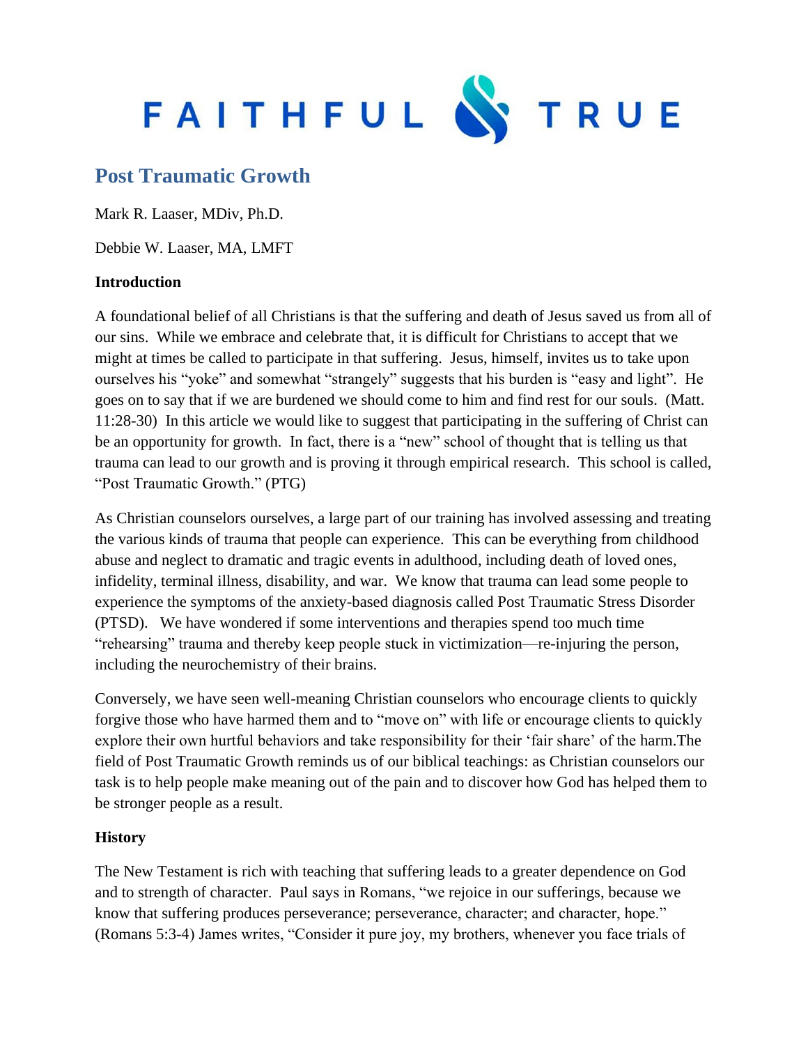# FAITHFUL & TRUE

## Post Traumatic Growth

Mark R. Laaser, MDiv, Ph.D.

Debbie W. Laaser, MA, LMFT

**Introduction**

A foundational belief of all Christians is that the suffering and death of Jesus saved us from all of our sins. While we embrace and celebrate that, it is difficult for Christians to accept that we might at times be called to participate in that suffering. Jesus, himself, invites us to take upon ourselves his "yoke" and somewhat "strangely" suggests that his burden is "easy and light". He goes on to say that if we are burdened we should come to him and find rest for our souls. (Matt. 11:28-30) In this article we would like to suggest that participating in the suffering of Christ can be an opportunity for growth. In fact, there is a "new" school of thought that is telling us that trauma can lead to our growth and is proving it through empirical research. This school is called, "Post Traumatic Growth." (PTG)

As Christian counselors ourselves, a large part of our training has involved assessing and treating the various kinds of trauma that people can experience. This can be everything from childhood abuse and neglect to dramatic and tragic events in adulthood, including death of loved ones, infidelity, terminal illness, disability, and war. We know that trauma can lead some people to experience the symptoms of the anxiety-based diagnosis called Post Traumatic Stress Disorder (PTSD). We have wondered if some interventions and therapies spend too much time "rehearsing" trauma and thereby keep people stuck in victimization—re-injuring the person, including the neurochemistry of their brains.

Conversely, we have seen well-meaning Christian counselors who encourage clients to quickly forgive those who have harmed them and to "move on" with life or encourage clients to quickly explore their own hurtful behaviors and take responsibility for their 'fair share' of the harm.The field of Post Traumatic Growth reminds us of our biblical teachings: as Christian counselors our task is to help people make meaning out of the pain and to discover how God has helped them to be stronger people as a result.

**History**

The New Testament is rich with teaching that suffering leads to a greater dependence on God and to strength of character. Paul says in Romans, "we rejoice in our sufferings, because we know that suffering produces perseverance; perseverance, character; and character, hope." (Romans 5:3-4) James writes, "Consider it pure joy, my brothers, whenever you face trials of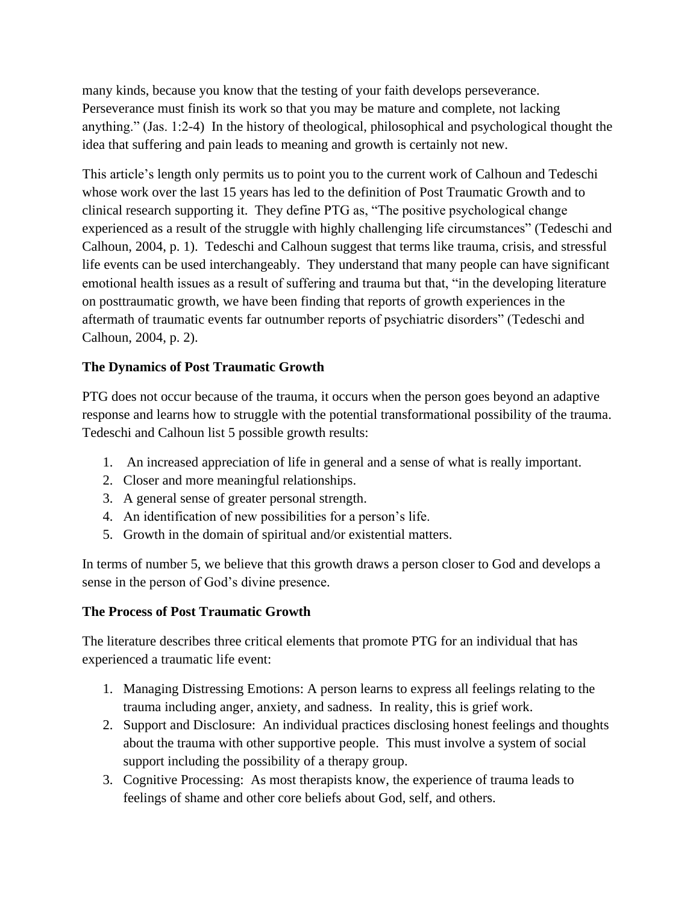many kinds, because you know that the testing of your faith develops perseverance. Perseverance must finish its work so that you may be mature and complete, not lacking anything." (Jas. 1:2-4) In the history of theological, philosophical and psychological thought the idea that suffering and pain leads to meaning and growth is certainly not new.

This article's length only permits us to point you to the current work of Calhoun and Tedeschi whose work over the last 15 years has led to the definition of Post Traumatic Growth and to clinical research supporting it. They define PTG as, "The positive psychological change experienced as a result of the struggle with highly challenging life circumstances" (Tedeschi and Calhoun, 2004, p. 1). Tedeschi and Calhoun suggest that terms like trauma, crisis, and stressful life events can be used interchangeably. They understand that many people can have significant emotional health issues as a result of suffering and trauma but that, "in the developing literature on posttraumatic growth, we have been finding that reports of growth experiences in the aftermath of traumatic events far outnumber reports of psychiatric disorders" (Tedeschi and Calhoun, 2004, p. 2).

**The Dynamics of Post Traumatic Growth**

PTG does not occur because of the trauma, it occurs when the person goes beyond an adaptive response and learns how to struggle with the potential transformational possibility of the trauma. Tedeschi and Calhoun list 5 possible growth results:

1. An increased appreciation of life in general and a sense of what is really important.
2. Closer and more meaningful relationships.
3. A general sense of greater personal strength.
4. An identification of new possibilities for a person's life.
5. Growth in the domain of spiritual and/or existential matters.

In terms of number 5, we believe that this growth draws a person closer to God and develops a sense in the person of God's divine presence.

**The Process of Post Traumatic Growth**

The literature describes three critical elements that promote PTG for an individual that has experienced a traumatic life event:

1. Managing Distressing Emotions: A person learns to express all feelings relating to the trauma including anger, anxiety, and sadness. In reality, this is grief work.
2. Support and Disclosure: An individual practices disclosing honest feelings and thoughts about the trauma with other supportive people. This must involve a system of social support including the possibility of a therapy group.
3. Cognitive Processing: As most therapists know, the experience of trauma leads to feelings of shame and other core beliefs about God, self, and others.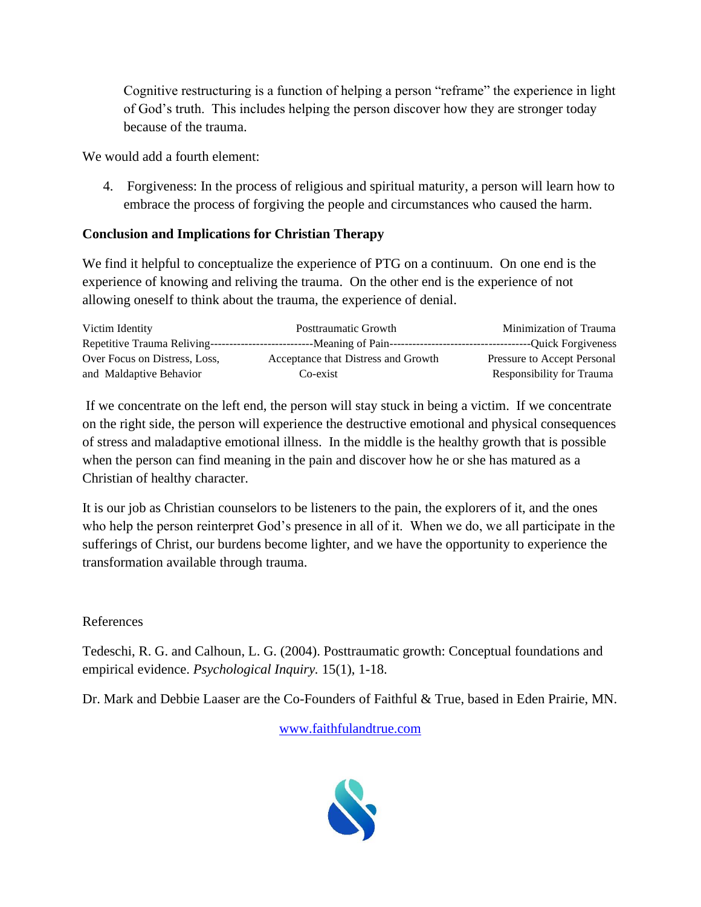Cognitive restructuring is a function of helping a person "reframe" the experience in light of God's truth. This includes helping the person discover how they are stronger today because of the trauma.

We would add a fourth element:

4. Forgiveness: In the process of religious and spiritual maturity, a person will learn how to embrace the process of forgiving the people and circumstances who caused the harm.

**Conclusion and Implications for Christian Therapy**

We find it helpful to conceptualize the experience of PTG on a continuum. On one end is the experience of knowing and reliving the trauma. On the other end is the experience of not allowing oneself to think about the trauma, the experience of denial.

| | | |
|---|---|---|
| Victim Identity | Posttraumatic Growth | Minimization of Trauma |
| Repetitive Trauma Reliving--------------------------- | Meaning of Pain------------------------------------ | Quick Forgiveness |
| Over Focus on Distress, Loss, and Maldaptive Behavior | Acceptance that Distress and Growth Co-exist | Pressure to Accept Personal Responsibility for Trauma |

If we concentrate on the left end, the person will stay stuck in being a victim. If we concentrate on the right side, the person will experience the destructive emotional and physical consequences of stress and maladaptive emotional illness. In the middle is the healthy growth that is possible when the person can find meaning in the pain and discover how he or she has matured as a Christian of healthy character.

It is our job as Christian counselors to be listeners to the pain, the explorers of it, and the ones who help the person reinterpret God's presence in all of it. When we do, we all participate in the sufferings of Christ, our burdens become lighter, and we have the opportunity to experience the transformation available through trauma.

References

Tedeschi, R. G. and Calhoun, L. G. (2004). Posttraumatic growth: Conceptual foundations and empirical evidence. *Psychological Inquiry.* 15(1), 1-18.

Dr. Mark and Debbie Laaser are the Co-Founders of Faithful & True, based in Eden Prairie, MN.

www.faithfulandtrue.com